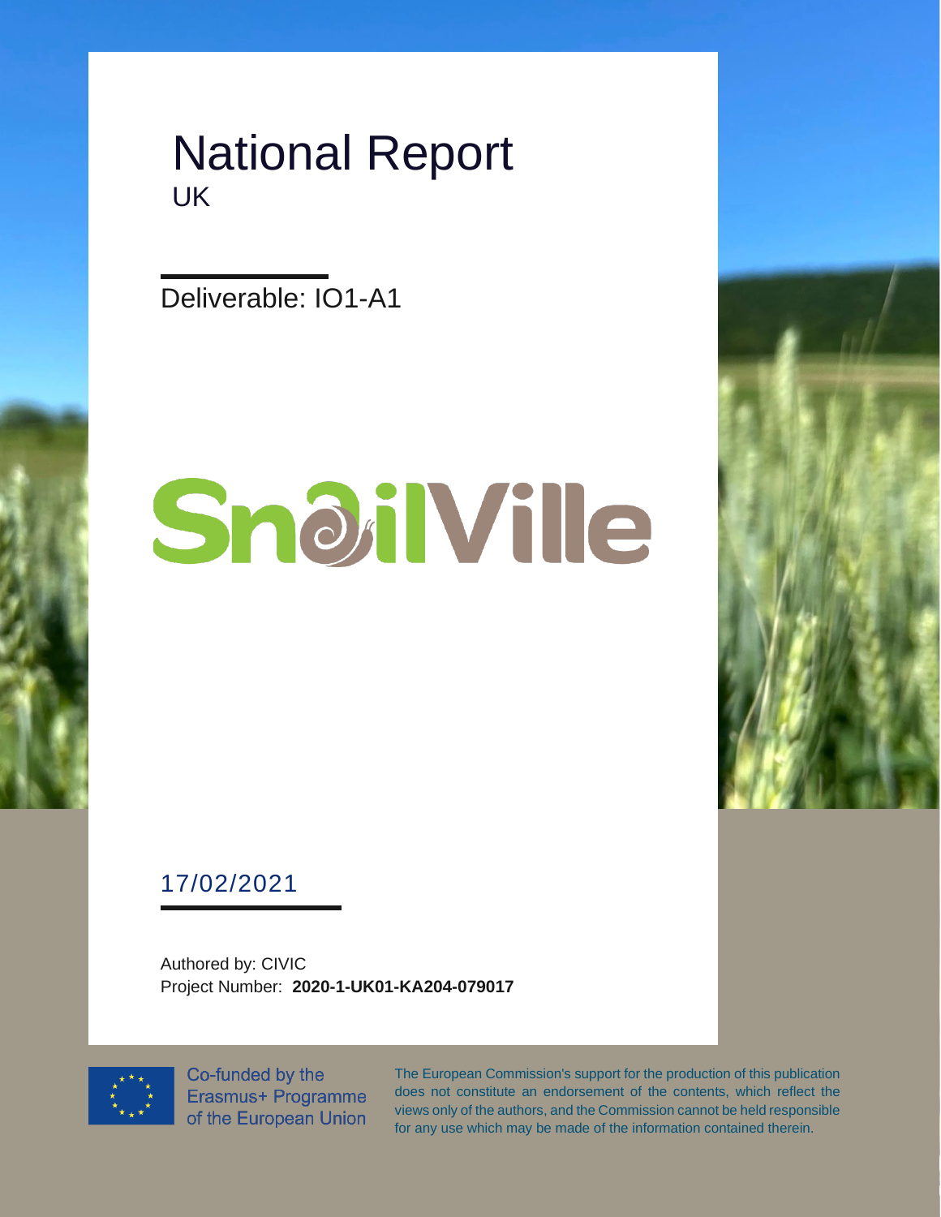# National Report

UK

Deliverable: IO1-A1

SnailVille

17/02/2021

Authored by: CIVIC

Project Number: **2020-1-UK01-KA204-079017**

Co-funded by the Erasmus+ Programme of the European Union

The European Commission's support for the production of this publication does not constitute an endorsement of the contents, which reflect the views only of the authors, and the Commission cannot be held responsible for any use which may be made of the information contained therein.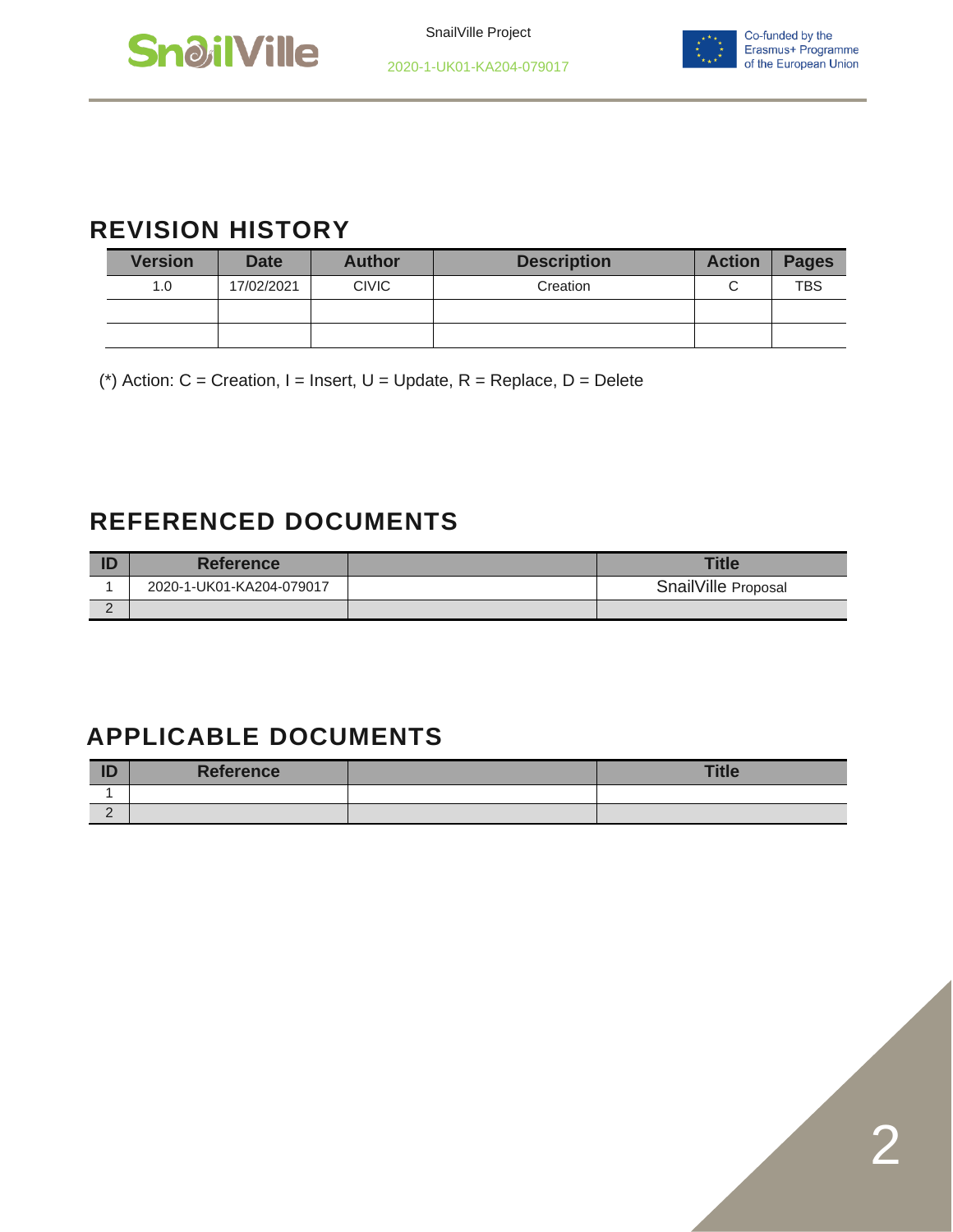## REVISION HISTORY

| Version | Date | Author | Description | Action | Pages |
|---|---|---|---|---|---|
| 1.0 | 17/02/2021 | CIVIC | Creation | C | TBS |
| | | | | | |
| | | | | | |

(*) Action: C = Creation, I = Insert, U = Update, R = Replace, D = Delete

## REFERENCED DOCUMENTS

| ID | Reference | | Title |
|---|---|---|---|
| 1 | 2020-1-UK01-KA204-079017 | | SnailVille Proposal |
| 2 | | | |

## APPLICABLE DOCUMENTS

| ID | Reference | | Title |
|---|---|---|---|
| 1 | | | |
| 2 | | | |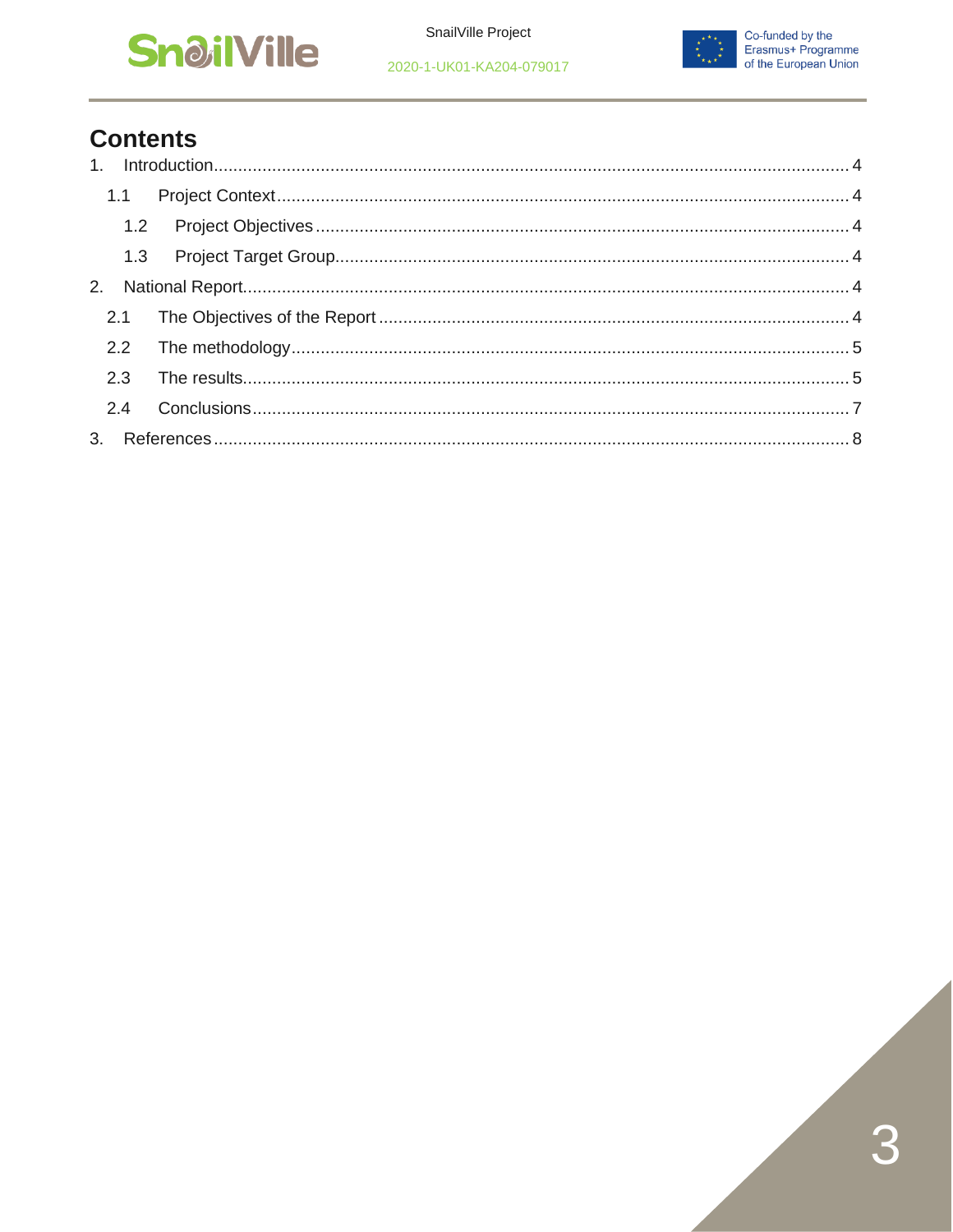# Contents

1. Introduction .......... 4
   - 1.1 Project Context .......... 4
     - 1.2 Project Objectives .......... 4
     - 1.3 Project Target Group .......... 4
2. National Report .......... 4
   - 2.1 The Objectives of the Report .......... 4
   - 2.2 The methodology .......... 5
   - 2.3 The results .......... 5
   - 2.4 Conclusions .......... 7
3. References .......... 8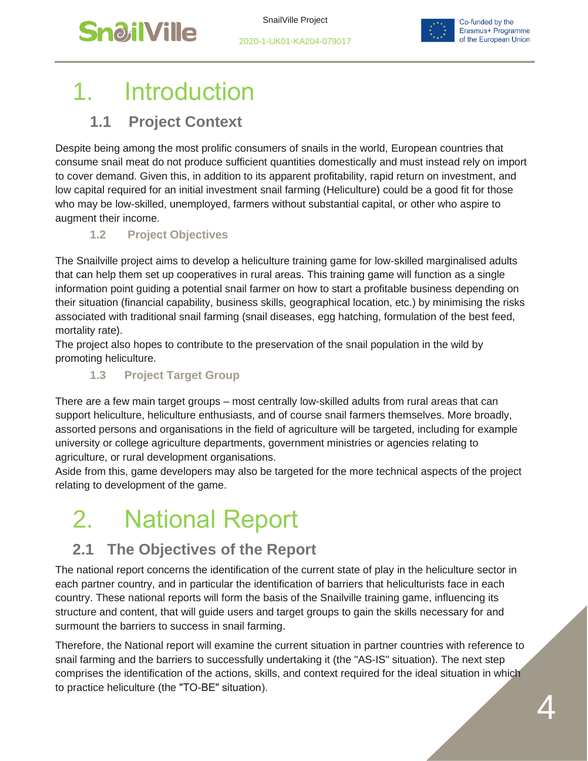# 1. Introduction

## 1.1 Project Context

Despite being among the most prolific consumers of snails in the world, European countries that consume snail meat do not produce sufficient quantities domestically and must instead rely on import to cover demand. Given this, in addition to its apparent profitability, rapid return on investment, and low capital required for an initial investment snail farming (Heliculture) could be a good fit for those who may be low-skilled, unemployed, farmers without substantial capital, or other who aspire to augment their income.

### 1.2 Project Objectives

The Snailville project aims to develop a heliculture training game for low-skilled marginalised adults that can help them set up cooperatives in rural areas. This training game will function as a single information point guiding a potential snail farmer on how to start a profitable business depending on their situation (financial capability, business skills, geographical location, etc.) by minimising the risks associated with traditional snail farming (snail diseases, egg hatching, formulation of the best feed, mortality rate).

The project also hopes to contribute to the preservation of the snail population in the wild by promoting heliculture.

### 1.3 Project Target Group

There are a few main target groups – most centrally low-skilled adults from rural areas that can support heliculture, heliculture enthusiasts, and of course snail farmers themselves. More broadly, assorted persons and organisations in the field of agriculture will be targeted, including for example university or college agriculture departments, government ministries or agencies relating to agriculture, or rural development organisations.

Aside from this, game developers may also be targeted for the more technical aspects of the project relating to development of the game.

# 2. National Report

## 2.1 The Objectives of the Report

The national report concerns the identification of the current state of play in the heliculture sector in each partner country, and in particular the identification of barriers that heliculturists face in each country. These national reports will form the basis of the Snailville training game, influencing its structure and content, that will guide users and target groups to gain the skills necessary for and surmount the barriers to success in snail farming.

Therefore, the National report will examine the current situation in partner countries with reference to snail farming and the barriers to successfully undertaking it (the "AS-IS" situation). The next step comprises the identification of the actions, skills, and context required for the ideal situation in which to practice heliculture (the "TO-BE" situation).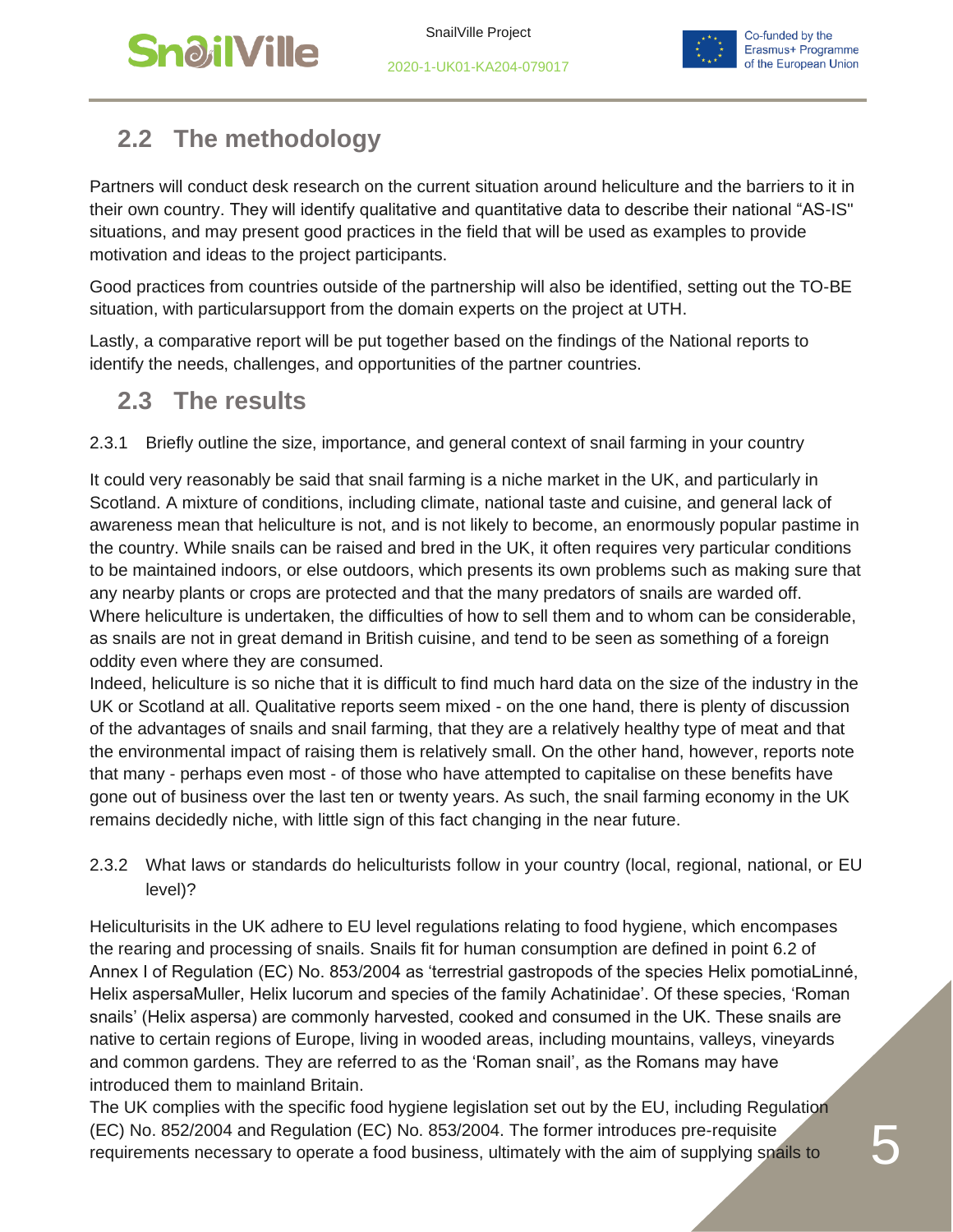## 2.2 The methodology

Partners will conduct desk research on the current situation around heliculture and the barriers to it in their own country. They will identify qualitative and quantitative data to describe their national "AS-IS" situations, and may present good practices in the field that will be used as examples to provide motivation and ideas to the project participants.

Good practices from countries outside of the partnership will also be identified, setting out the TO-BE situation, with particularsupport from the domain experts on the project at UTH.

Lastly, a comparative report will be put together based on the findings of the National reports to identify the needs, challenges, and opportunities of the partner countries.

## 2.3 The results

2.3.1 Briefly outline the size, importance, and general context of snail farming in your country

It could very reasonably be said that snail farming is a niche market in the UK, and particularly in Scotland. A mixture of conditions, including climate, national taste and cuisine, and general lack of awareness mean that heliculture is not, and is not likely to become, an enormously popular pastime in the country. While snails can be raised and bred in the UK, it often requires very particular conditions to be maintained indoors, or else outdoors, which presents its own problems such as making sure that any nearby plants or crops are protected and that the many predators of snails are warded off. Where heliculture is undertaken, the difficulties of how to sell them and to whom can be considerable, as snails are not in great demand in British cuisine, and tend to be seen as something of a foreign oddity even where they are consumed.
Indeed, heliculture is so niche that it is difficult to find much hard data on the size of the industry in the UK or Scotland at all. Qualitative reports seem mixed - on the one hand, there is plenty of discussion of the advantages of snails and snail farming, that they are a relatively healthy type of meat and that the environmental impact of raising them is relatively small. On the other hand, however, reports note that many - perhaps even most - of those who have attempted to capitalise on these benefits have gone out of business over the last ten or twenty years. As such, the snail farming economy in the UK remains decidedly niche, with little sign of this fact changing in the near future.

2.3.2 What laws or standards do heliculturists follow in your country (local, regional, national, or EU level)?

Heliculturisits in the UK adhere to EU level regulations relating to food hygiene, which encompases the rearing and processing of snails. Snails fit for human consumption are defined in point 6.2 of Annex I of Regulation (EC) No. 853/2004 as 'terrestrial gastropods of the species Helix pomotiaLinné, Helix aspersaMuller, Helix lucorum and species of the family Achatinidae'. Of these species, 'Roman snails' (Helix aspersa) are commonly harvested, cooked and consumed in the UK. These snails are native to certain regions of Europe, living in wooded areas, including mountains, valleys, vineyards and common gardens. They are referred to as the 'Roman snail', as the Romans may have introduced them to mainland Britain.
The UK complies with the specific food hygiene legislation set out by the EU, including Regulation (EC) No. 852/2004 and Regulation (EC) No. 853/2004. The former introduces pre-requisite requirements necessary to operate a food business, ultimately with the aim of supplying snails to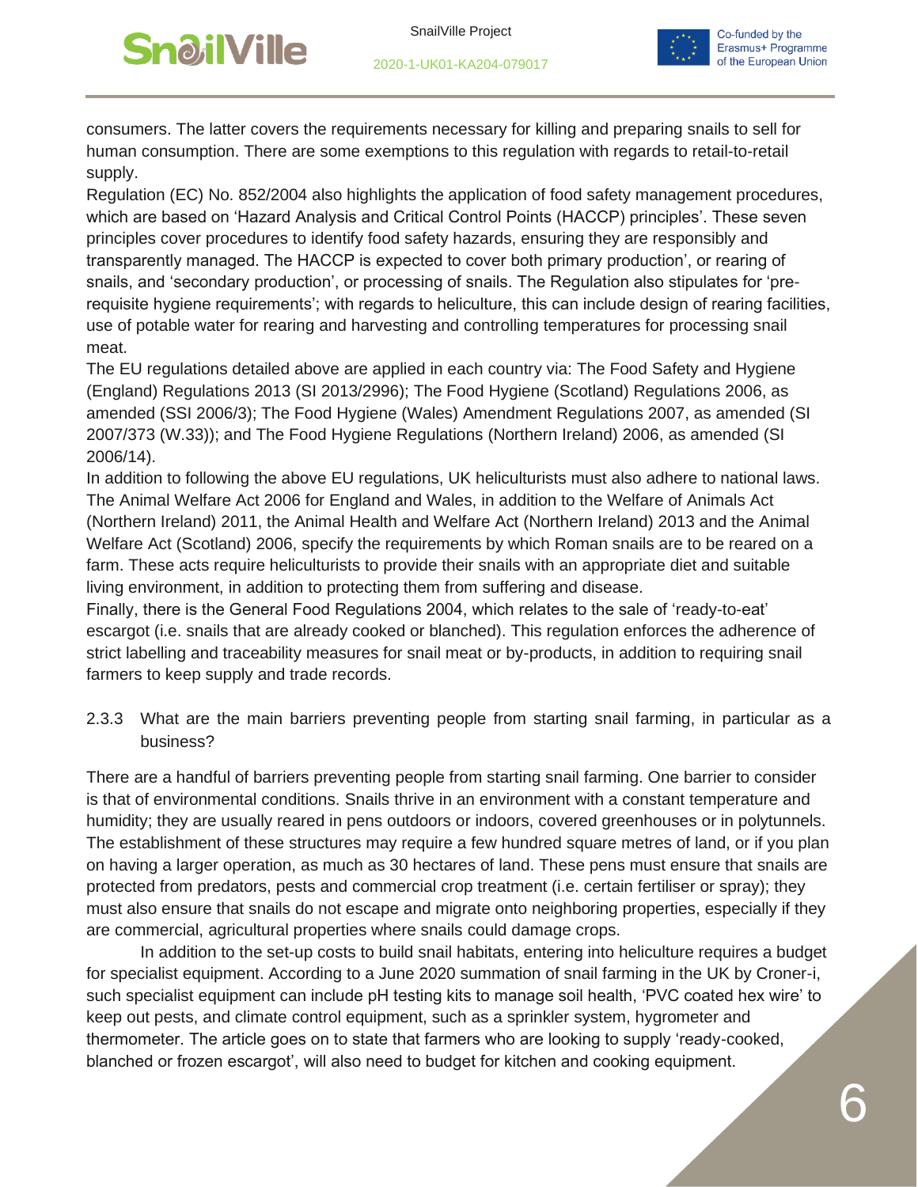consumers. The latter covers the requirements necessary for killing and preparing snails to sell for human consumption. There are some exemptions to this regulation with regards to retail-to-retail supply.

Regulation (EC) No. 852/2004 also highlights the application of food safety management procedures, which are based on 'Hazard Analysis and Critical Control Points (HACCP) principles'. These seven principles cover procedures to identify food safety hazards, ensuring they are responsibly and transparently managed. The HACCP is expected to cover both primary production', or rearing of snails, and 'secondary production', or processing of snails. The Regulation also stipulates for 'pre-requisite hygiene requirements'; with regards to heliculture, this can include design of rearing facilities, use of potable water for rearing and harvesting and controlling temperatures for processing snail meat.

The EU regulations detailed above are applied in each country via: The Food Safety and Hygiene (England) Regulations 2013 (SI 2013/2996); The Food Hygiene (Scotland) Regulations 2006, as amended (SSI 2006/3); The Food Hygiene (Wales) Amendment Regulations 2007, as amended (SI 2007/373 (W.33)); and The Food Hygiene Regulations (Northern Ireland) 2006, as amended (SI 2006/14).

In addition to following the above EU regulations, UK heliculturists must also adhere to national laws. The Animal Welfare Act 2006 for England and Wales, in addition to the Welfare of Animals Act (Northern Ireland) 2011, the Animal Health and Welfare Act (Northern Ireland) 2013 and the Animal Welfare Act (Scotland) 2006, specify the requirements by which Roman snails are to be reared on a farm. These acts require heliculturists to provide their snails with an appropriate diet and suitable living environment, in addition to protecting them from suffering and disease.

Finally, there is the General Food Regulations 2004, which relates to the sale of 'ready-to-eat' escargot (i.e. snails that are already cooked or blanched). This regulation enforces the adherence of strict labelling and traceability measures for snail meat or by-products, in addition to requiring snail farmers to keep supply and trade records.

### 2.3.3 What are the main barriers preventing people from starting snail farming, in particular as a business?

There are a handful of barriers preventing people from starting snail farming. One barrier to consider is that of environmental conditions. Snails thrive in an environment with a constant temperature and humidity; they are usually reared in pens outdoors or indoors, covered greenhouses or in polytunnels. The establishment of these structures may require a few hundred square metres of land, or if you plan on having a larger operation, as much as 30 hectares of land. These pens must ensure that snails are protected from predators, pests and commercial crop treatment (i.e. certain fertiliser or spray); they must also ensure that snails do not escape and migrate onto neighboring properties, especially if they are commercial, agricultural properties where snails could damage crops.

In addition to the set-up costs to build snail habitats, entering into heliculture requires a budget for specialist equipment. According to a June 2020 summation of snail farming in the UK by Croner-i, such specialist equipment can include pH testing kits to manage soil health, 'PVC coated hex wire' to keep out pests, and climate control equipment, such as a sprinkler system, hygrometer and thermometer. The article goes on to state that farmers who are looking to supply 'ready-cooked, blanched or frozen escargot', will also need to budget for kitchen and cooking equipment.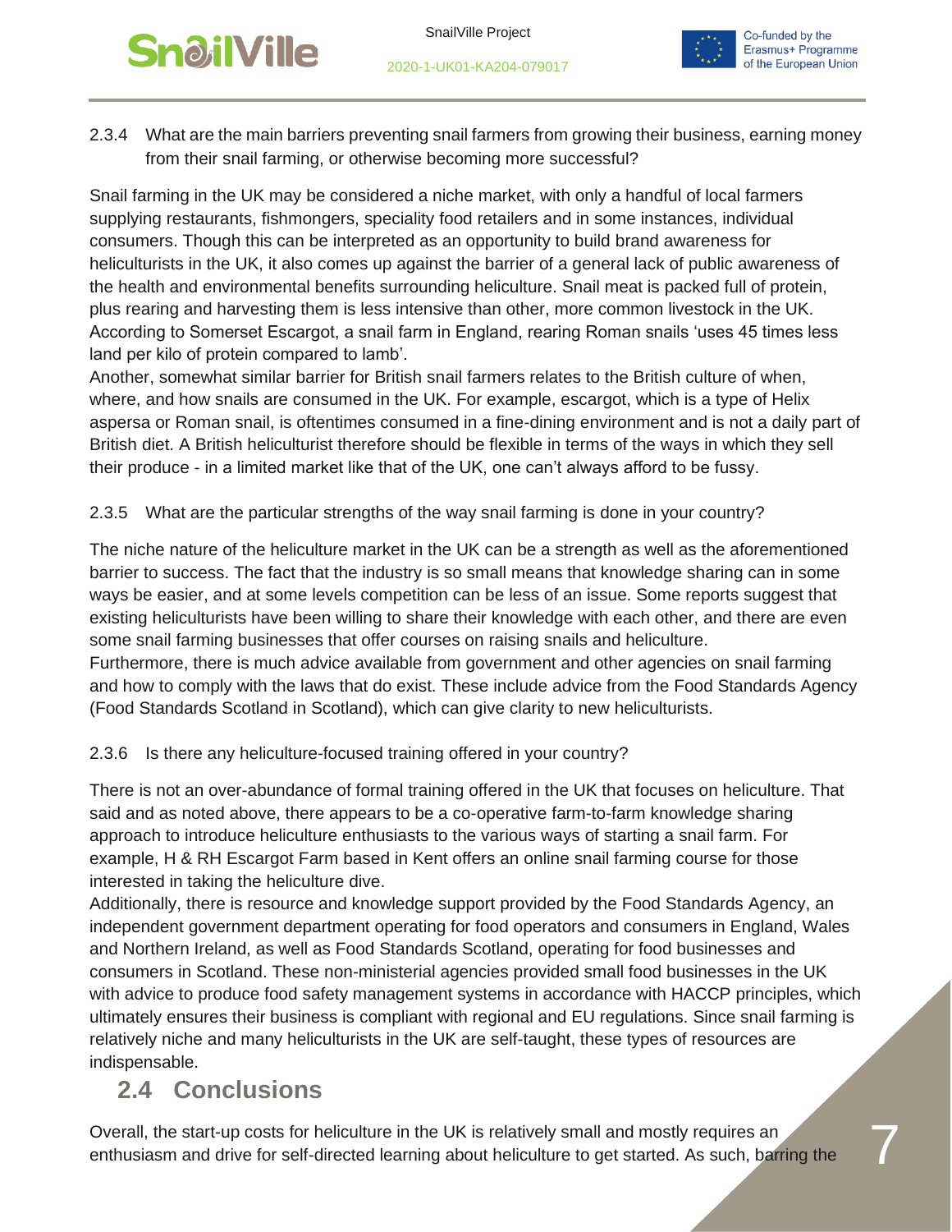2.3.4 What are the main barriers preventing snail farmers from growing their business, earning money from their snail farming, or otherwise becoming more successful?

Snail farming in the UK may be considered a niche market, with only a handful of local farmers supplying restaurants, fishmongers, speciality food retailers and in some instances, individual consumers. Though this can be interpreted as an opportunity to build brand awareness for heliculturists in the UK, it also comes up against the barrier of a general lack of public awareness of the health and environmental benefits surrounding heliculture. Snail meat is packed full of protein, plus rearing and harvesting them is less intensive than other, more common livestock in the UK. According to Somerset Escargot, a snail farm in England, rearing Roman snails 'uses 45 times less land per kilo of protein compared to lamb'.

Another, somewhat similar barrier for British snail farmers relates to the British culture of when, where, and how snails are consumed in the UK. For example, escargot, which is a type of Helix aspersa or Roman snail, is oftentimes consumed in a fine-dining environment and is not a daily part of British diet. A British heliculturist therefore should be flexible in terms of the ways in which they sell their produce - in a limited market like that of the UK, one can't always afford to be fussy.

2.3.5 What are the particular strengths of the way snail farming is done in your country?

The niche nature of the heliculture market in the UK can be a strength as well as the aforementioned barrier to success. The fact that the industry is so small means that knowledge sharing can in some ways be easier, and at some levels competition can be less of an issue. Some reports suggest that existing heliculturists have been willing to share their knowledge with each other, and there are even some snail farming businesses that offer courses on raising snails and heliculture.

Furthermore, there is much advice available from government and other agencies on snail farming and how to comply with the laws that do exist. These include advice from the Food Standards Agency (Food Standards Scotland in Scotland), which can give clarity to new heliculturists.

2.3.6 Is there any heliculture-focused training offered in your country?

There is not an over-abundance of formal training offered in the UK that focuses on heliculture. That said and as noted above, there appears to be a co-operative farm-to-farm knowledge sharing approach to introduce heliculture enthusiasts to the various ways of starting a snail farm. For example, H & RH Escargot Farm based in Kent offers an online snail farming course for those interested in taking the heliculture dive.

Additionally, there is resource and knowledge support provided by the Food Standards Agency, an independent government department operating for food operators and consumers in England, Wales and Northern Ireland, as well as Food Standards Scotland, operating for food businesses and consumers in Scotland. These non-ministerial agencies provided small food businesses in the UK with advice to produce food safety management systems in accordance with HACCP principles, which ultimately ensures their business is compliant with regional and EU regulations. Since snail farming is relatively niche and many heliculturists in the UK are self-taught, these types of resources are indispensable.

## 2.4 Conclusions

Overall, the start-up costs for heliculture in the UK is relatively small and mostly requires an enthusiasm and drive for self-directed learning about heliculture to get started. As such, barring the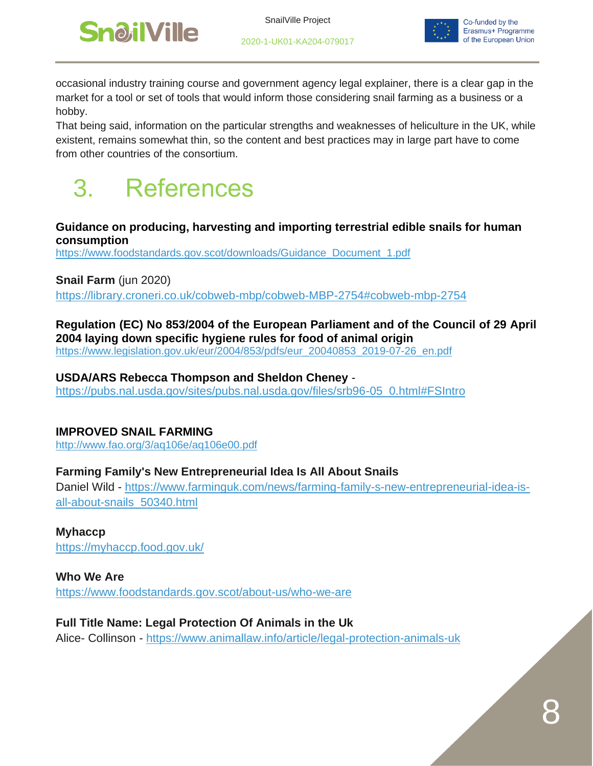occasional industry training course and government agency legal explainer, there is a clear gap in the market for a tool or set of tools that would inform those considering snail farming as a business or a hobby.
That being said, information on the particular strengths and weaknesses of heliculture in the UK, while existent, remains somewhat thin, so the content and best practices may in large part have to come from other countries of the consortium.

# 3. References

**Guidance on producing, harvesting and importing terrestrial edible snails for human consumption**
https://www.foodstandards.gov.scot/downloads/Guidance_Document_1.pdf

**Snail Farm** (jun 2020)
https://library.croneri.co.uk/cobweb-mbp/cobweb-MBP-2754#cobweb-mbp-2754

**Regulation (EC) No 853/2004 of the European Parliament and of the Council of 29 April 2004 laying down specific hygiene rules for food of animal origin**
https://www.legislation.gov.uk/eur/2004/853/pdfs/eur_20040853_2019-07-26_en.pdf

**USDA/ARS Rebecca Thompson and Sheldon Cheney** -
https://pubs.nal.usda.gov/sites/pubs.nal.usda.gov/files/srb96-05_0.html#FSIntro

**IMPROVED SNAIL FARMING**
http://www.fao.org/3/aq106e/aq106e00.pdf

**Farming Family's New Entrepreneurial Idea Is All About Snails**
Daniel Wild - https://www.farminguk.com/news/farming-family-s-new-entrepreneurial-idea-is-all-about-snails_50340.html

**Myhaccp**
https://myhaccp.food.gov.uk/

**Who We Are**
https://www.foodstandards.gov.scot/about-us/who-we-are

**Full Title Name: Legal Protection Of Animals in the Uk**
Alice- Collinson - https://www.animallaw.info/article/legal-protection-animals-uk